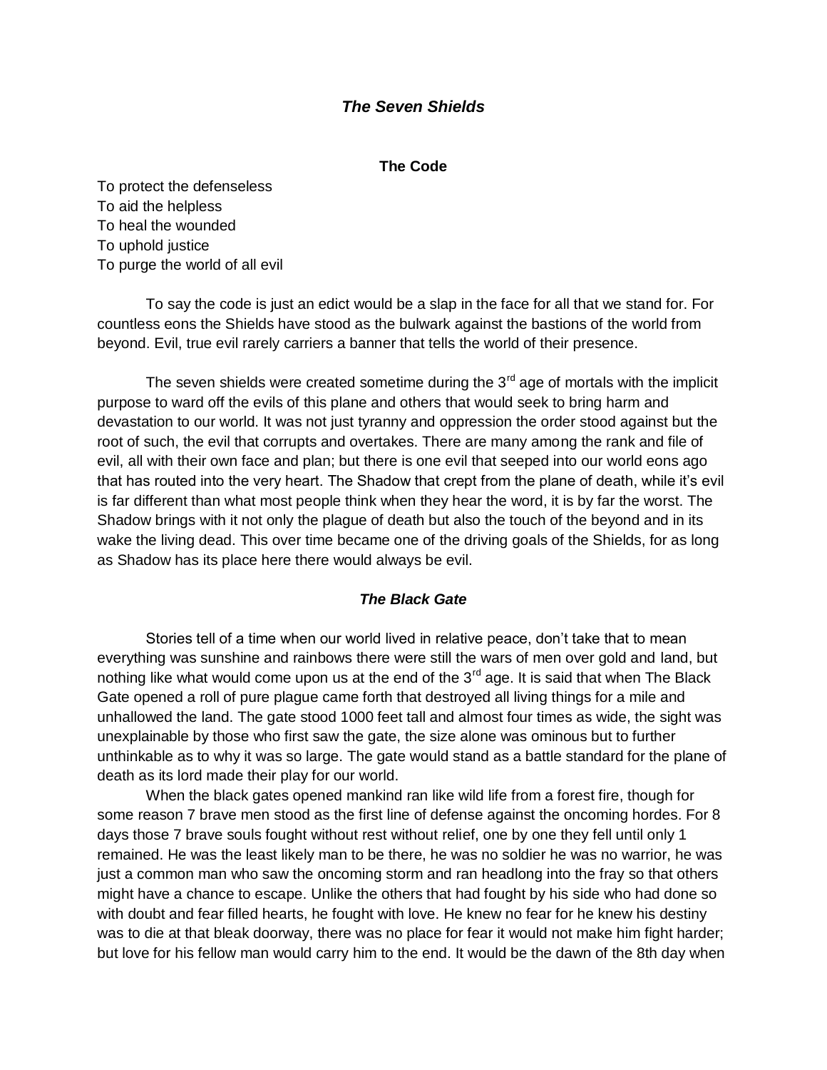# *The Seven Shields*

## The Code

To protect the defenseless
To aid the helpless
To heal the wounded
To uphold justice
To purge the world of all evil

To say the code is just an edict would be a slap in the face for all that we stand for. For countless eons the Shields have stood as the bulwark against the bastions of the world from beyond. Evil, true evil rarely carriers a banner that tells the world of their presence.

The seven shields were created sometime during the 3rd age of mortals with the implicit purpose to ward off the evils of this plane and others that would seek to bring harm and devastation to our world. It was not just tyranny and oppression the order stood against but the root of such, the evil that corrupts and overtakes. There are many among the rank and file of evil, all with their own face and plan; but there is one evil that seeped into our world eons ago that has routed into the very heart. The Shadow that crept from the plane of death, while it's evil is far different than what most people think when they hear the word, it is by far the worst. The Shadow brings with it not only the plague of death but also the touch of the beyond and in its wake the living dead. This over time became one of the driving goals of the Shields, for as long as Shadow has its place here there would always be evil.

## *The Black Gate*

Stories tell of a time when our world lived in relative peace, don't take that to mean everything was sunshine and rainbows there were still the wars of men over gold and land, but nothing like what would come upon us at the end of the 3rd age. It is said that when The Black Gate opened a roll of pure plague came forth that destroyed all living things for a mile and unhallowed the land. The gate stood 1000 feet tall and almost four times as wide, the sight was unexplainable by those who first saw the gate, the size alone was ominous but to further unthinkable as to why it was so large. The gate would stand as a battle standard for the plane of death as its lord made their play for our world.

When the black gates opened mankind ran like wild life from a forest fire, though for some reason 7 brave men stood as the first line of defense against the oncoming hordes. For 8 days those 7 brave souls fought without rest without relief, one by one they fell until only 1 remained. He was the least likely man to be there, he was no soldier he was no warrior, he was just a common man who saw the oncoming storm and ran headlong into the fray so that others might have a chance to escape. Unlike the others that had fought by his side who had done so with doubt and fear filled hearts, he fought with love. He knew no fear for he knew his destiny was to die at that bleak doorway, there was no place for fear it would not make him fight harder; but love for his fellow man would carry him to the end. It would be the dawn of the 8th day when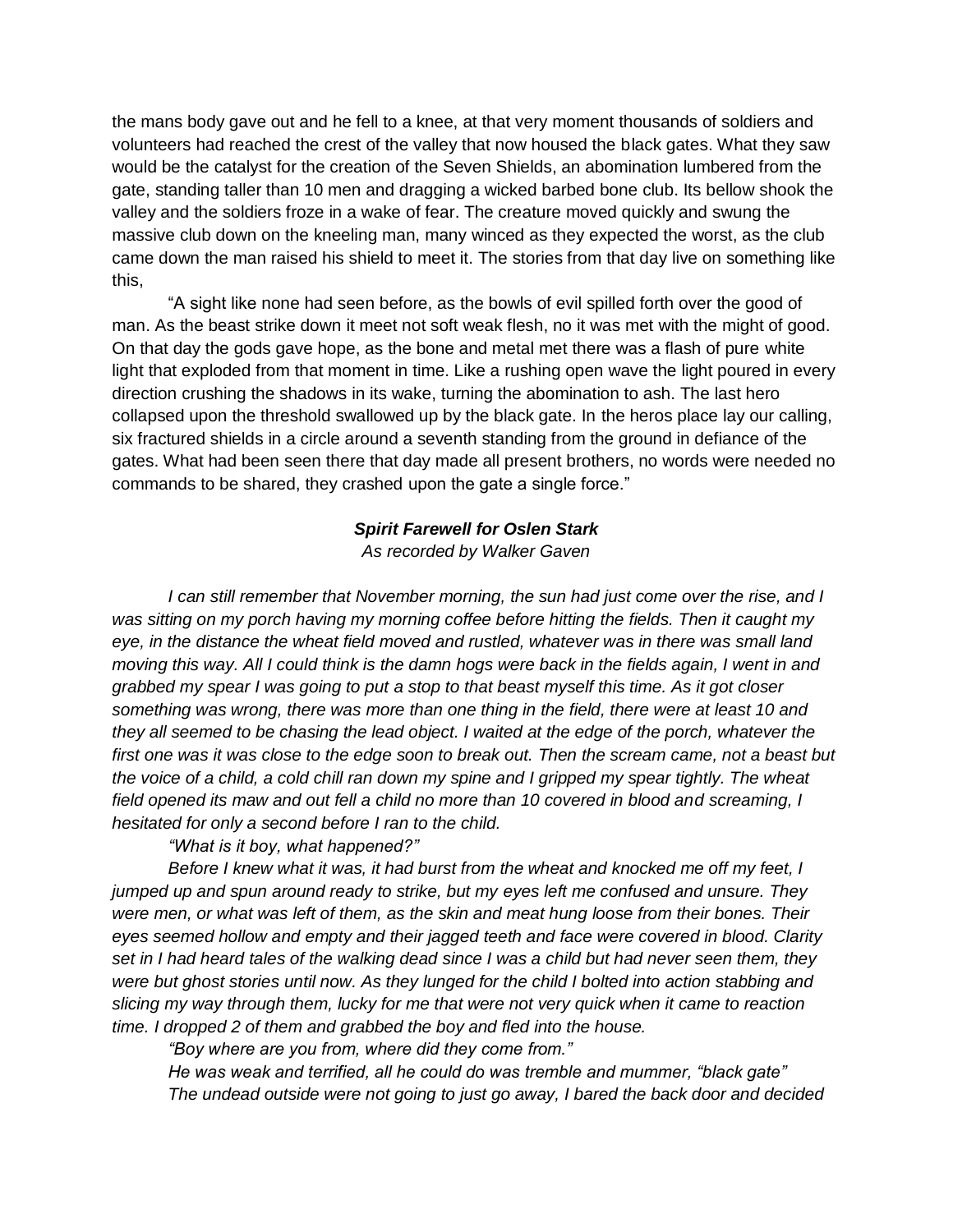the mans body gave out and he fell to a knee, at that very moment thousands of soldiers and volunteers had reached the crest of the valley that now housed the black gates. What they saw would be the catalyst for the creation of the Seven Shields, an abomination lumbered from the gate, standing taller than 10 men and dragging a wicked barbed bone club. Its bellow shook the valley and the soldiers froze in a wake of fear. The creature moved quickly and swung the massive club down on the kneeling man, many winced as they expected the worst, as the club came down the man raised his shield to meet it. The stories from that day live on something like this,

"A sight like none had seen before, as the bowls of evil spilled forth over the good of man. As the beast strike down it meet not soft weak flesh, no it was met with the might of good. On that day the gods gave hope, as the bone and metal met there was a flash of pure white light that exploded from that moment in time. Like a rushing open wave the light poured in every direction crushing the shadows in its wake, turning the abomination to ash. The last hero collapsed upon the threshold swallowed up by the black gate. In the heros place lay our calling, six fractured shields in a circle around a seventh standing from the ground in defiance of the gates. What had been seen there that day made all present brothers, no words were needed no commands to be shared, they crashed upon the gate a single force."

### ***Spirit Farewell for Oslen Stark***

*As recorded by Walker Gaven*

*I can still remember that November morning, the sun had just come over the rise, and I was sitting on my porch having my morning coffee before hitting the fields. Then it caught my eye, in the distance the wheat field moved and rustled, whatever was in there was small land moving this way. All I could think is the damn hogs were back in the fields again, I went in and grabbed my spear I was going to put a stop to that beast myself this time. As it got closer something was wrong, there was more than one thing in the field, there were at least 10 and they all seemed to be chasing the lead object. I waited at the edge of the porch, whatever the first one was it was close to the edge soon to break out. Then the scream came, not a beast but the voice of a child, a cold chill ran down my spine and I gripped my spear tightly. The wheat field opened its maw and out fell a child no more than 10 covered in blood and screaming, I hesitated for only a second before I ran to the child.*

*"What is it boy, what happened?"*

*Before I knew what it was, it had burst from the wheat and knocked me off my feet, I jumped up and spun around ready to strike, but my eyes left me confused and unsure. They were men, or what was left of them, as the skin and meat hung loose from their bones. Their eyes seemed hollow and empty and their jagged teeth and face were covered in blood. Clarity set in I had heard tales of the walking dead since I was a child but had never seen them, they were but ghost stories until now. As they lunged for the child I bolted into action stabbing and slicing my way through them, lucky for me that were not very quick when it came to reaction time. I dropped 2 of them and grabbed the boy and fled into the house.*

*"Boy where are you from, where did they come from."*

*He was weak and terrified, all he could do was tremble and mummer, "black gate"*

*The undead outside were not going to just go away, I bared the back door and decided*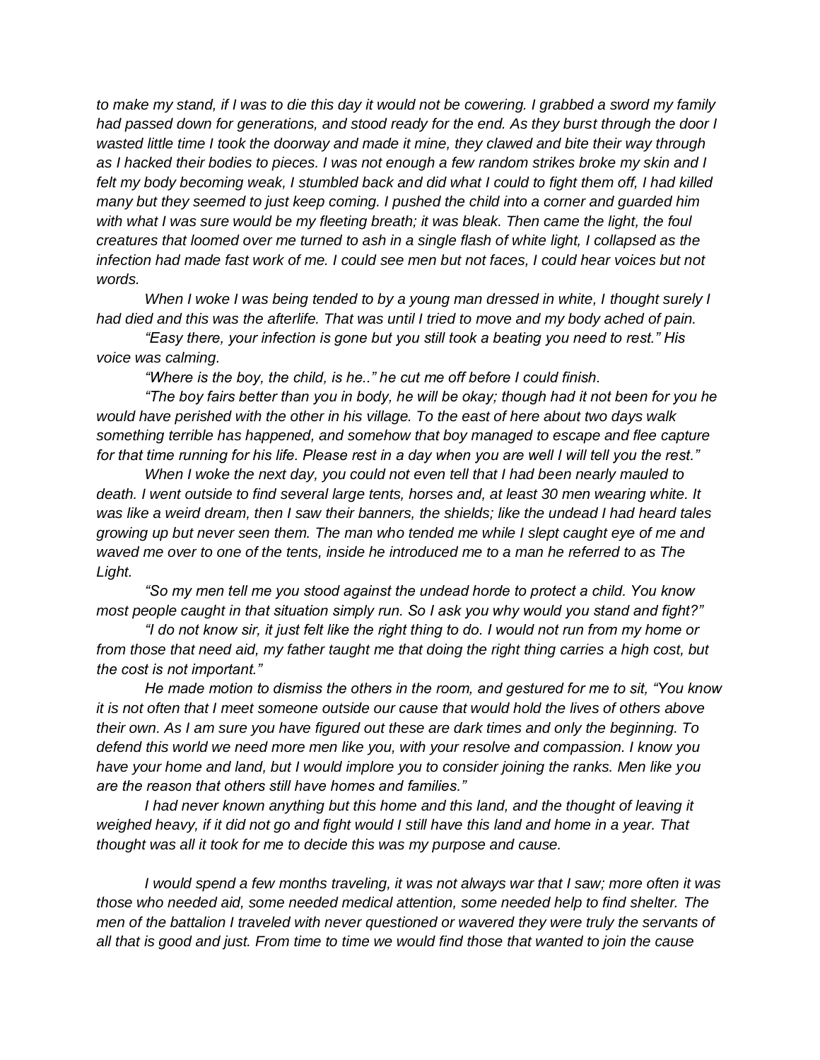*to make my stand, if I was to die this day it would not be cowering. I grabbed a sword my family had passed down for generations, and stood ready for the end. As they burst through the door I wasted little time I took the doorway and made it mine, they clawed and bite their way through as I hacked their bodies to pieces. I was not enough a few random strikes broke my skin and I felt my body becoming weak, I stumbled back and did what I could to fight them off, I had killed many but they seemed to just keep coming. I pushed the child into a corner and guarded him with what I was sure would be my fleeting breath; it was bleak. Then came the light, the foul creatures that loomed over me turned to ash in a single flash of white light, I collapsed as the infection had made fast work of me. I could see men but not faces, I could hear voices but not words.*

*When I woke I was being tended to by a young man dressed in white, I thought surely I had died and this was the afterlife. That was until I tried to move and my body ached of pain.*

*"Easy there, your infection is gone but you still took a beating you need to rest." His voice was calming.*

*"Where is the boy, the child, is he.." he cut me off before I could finish.*

*"The boy fairs better than you in body, he will be okay; though had it not been for you he would have perished with the other in his village. To the east of here about two days walk something terrible has happened, and somehow that boy managed to escape and flee capture for that time running for his life. Please rest in a day when you are well I will tell you the rest."*

*When I woke the next day, you could not even tell that I had been nearly mauled to death. I went outside to find several large tents, horses and, at least 30 men wearing white. It was like a weird dream, then I saw their banners, the shields; like the undead I had heard tales growing up but never seen them. The man who tended me while I slept caught eye of me and waved me over to one of the tents, inside he introduced me to a man he referred to as The Light.*

*"So my men tell me you stood against the undead horde to protect a child. You know most people caught in that situation simply run. So I ask you why would you stand and fight?"*

*"I do not know sir, it just felt like the right thing to do. I would not run from my home or from those that need aid, my father taught me that doing the right thing carries a high cost, but the cost is not important."*

*He made motion to dismiss the others in the room, and gestured for me to sit, "You know it is not often that I meet someone outside our cause that would hold the lives of others above their own. As I am sure you have figured out these are dark times and only the beginning. To defend this world we need more men like you, with your resolve and compassion. I know you have your home and land, but I would implore you to consider joining the ranks. Men like you are the reason that others still have homes and families."*

*I had never known anything but this home and this land, and the thought of leaving it weighed heavy, if it did not go and fight would I still have this land and home in a year. That thought was all it took for me to decide this was my purpose and cause.*

*I would spend a few months traveling, it was not always war that I saw; more often it was those who needed aid, some needed medical attention, some needed help to find shelter. The men of the battalion I traveled with never questioned or wavered they were truly the servants of all that is good and just. From time to time we would find those that wanted to join the cause*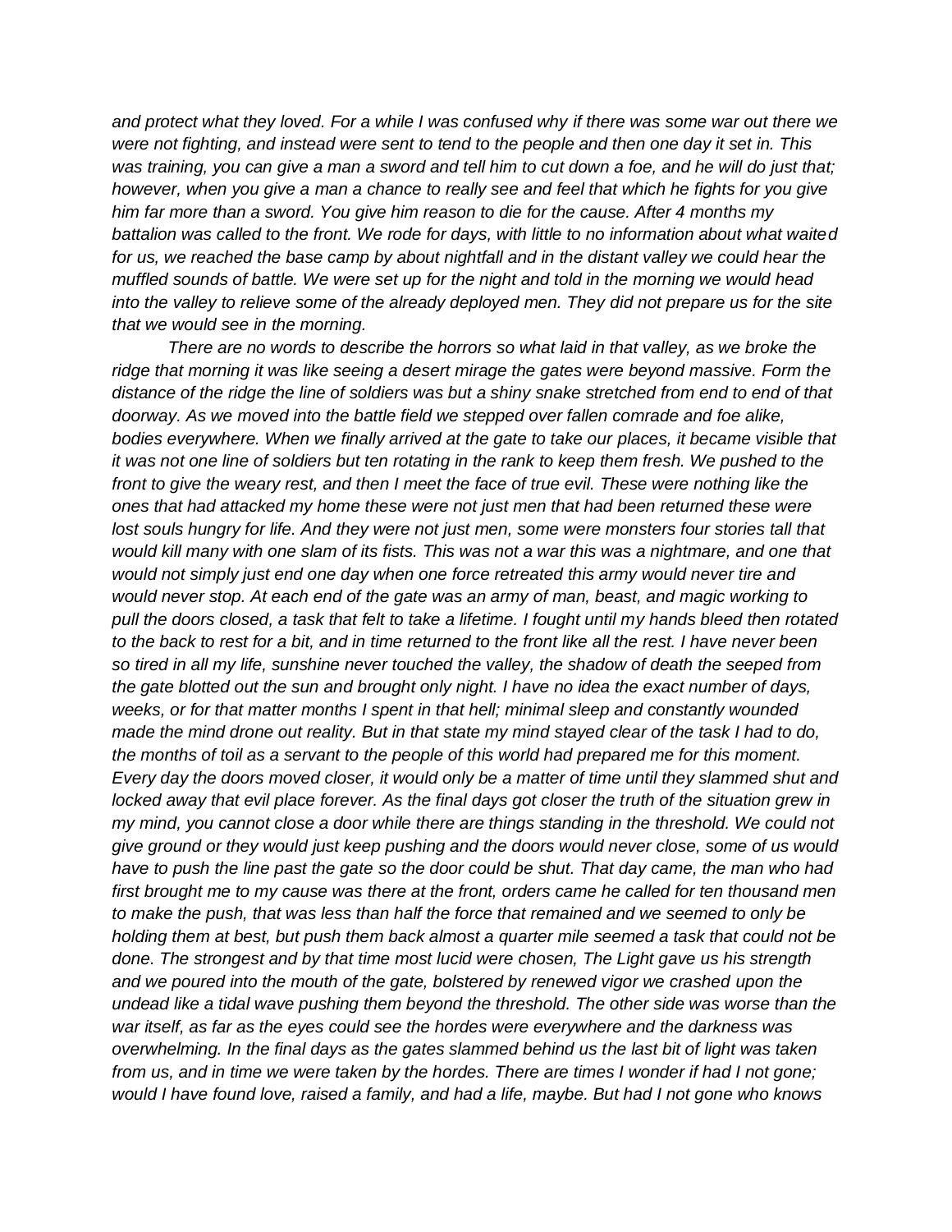*and protect what they loved. For a while I was confused why if there was some war out there we were not fighting, and instead were sent to tend to the people and then one day it set in. This was training, you can give a man a sword and tell him to cut down a foe, and he will do just that; however, when you give a man a chance to really see and feel that which he fights for you give him far more than a sword. You give him reason to die for the cause. After 4 months my battalion was called to the front. We rode for days, with little to no information about what waited for us, we reached the base camp by about nightfall and in the distant valley we could hear the muffled sounds of battle. We were set up for the night and told in the morning we would head into the valley to relieve some of the already deployed men. They did not prepare us for the site that we would see in the morning.*

*There are no words to describe the horrors so what laid in that valley, as we broke the ridge that morning it was like seeing a desert mirage the gates were beyond massive. Form the distance of the ridge the line of soldiers was but a shiny snake stretched from end to end of that doorway. As we moved into the battle field we stepped over fallen comrade and foe alike, bodies everywhere. When we finally arrived at the gate to take our places, it became visible that it was not one line of soldiers but ten rotating in the rank to keep them fresh. We pushed to the front to give the weary rest, and then I meet the face of true evil. These were nothing like the ones that had attacked my home these were not just men that had been returned these were lost souls hungry for life. And they were not just men, some were monsters four stories tall that would kill many with one slam of its fists. This was not a war this was a nightmare, and one that would not simply just end one day when one force retreated this army would never tire and would never stop. At each end of the gate was an army of man, beast, and magic working to pull the doors closed, a task that felt to take a lifetime. I fought until my hands bleed then rotated to the back to rest for a bit, and in time returned to the front like all the rest. I have never been so tired in all my life, sunshine never touched the valley, the shadow of death the seeped from the gate blotted out the sun and brought only night. I have no idea the exact number of days, weeks, or for that matter months I spent in that hell; minimal sleep and constantly wounded made the mind drone out reality. But in that state my mind stayed clear of the task I had to do, the months of toil as a servant to the people of this world had prepared me for this moment. Every day the doors moved closer, it would only be a matter of time until they slammed shut and locked away that evil place forever. As the final days got closer the truth of the situation grew in my mind, you cannot close a door while there are things standing in the threshold. We could not give ground or they would just keep pushing and the doors would never close, some of us would have to push the line past the gate so the door could be shut. That day came, the man who had first brought me to my cause was there at the front, orders came he called for ten thousand men to make the push, that was less than half the force that remained and we seemed to only be holding them at best, but push them back almost a quarter mile seemed a task that could not be done. The strongest and by that time most lucid were chosen, The Light gave us his strength and we poured into the mouth of the gate, bolstered by renewed vigor we crashed upon the undead like a tidal wave pushing them beyond the threshold. The other side was worse than the war itself, as far as the eyes could see the hordes were everywhere and the darkness was overwhelming. In the final days as the gates slammed behind us the last bit of light was taken from us, and in time we were taken by the hordes. There are times I wonder if had I not gone; would I have found love, raised a family, and had a life, maybe. But had I not gone who knows*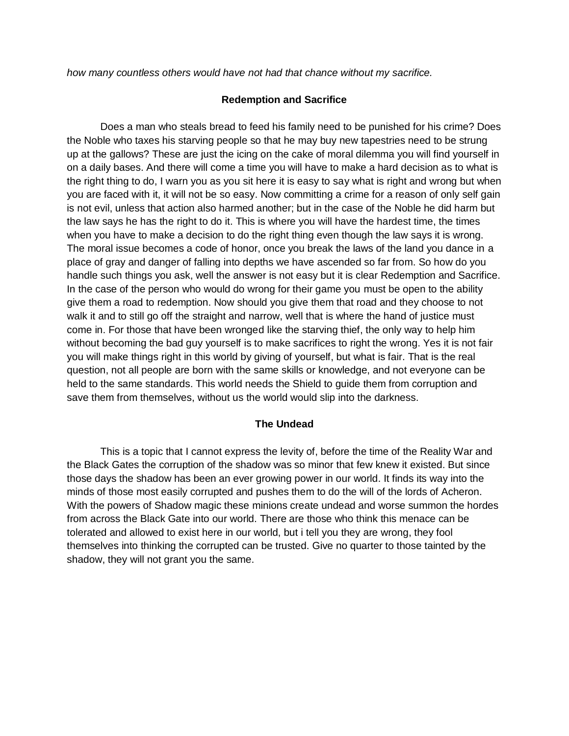*how many countless others would have not had that chance without my sacrifice.*

### Redemption and Sacrifice

Does a man who steals bread to feed his family need to be punished for his crime? Does the Noble who taxes his starving people so that he may buy new tapestries need to be strung up at the gallows? These are just the icing on the cake of moral dilemma you will find yourself in on a daily bases. And there will come a time you will have to make a hard decision as to what is the right thing to do, I warn you as you sit here it is easy to say what is right and wrong but when you are faced with it, it will not be so easy. Now committing a crime for a reason of only self gain is not evil, unless that action also harmed another; but in the case of the Noble he did harm but the law says he has the right to do it. This is where you will have the hardest time, the times when you have to make a decision to do the right thing even though the law says it is wrong. The moral issue becomes a code of honor, once you break the laws of the land you dance in a place of gray and danger of falling into depths we have ascended so far from. So how do you handle such things you ask, well the answer is not easy but it is clear Redemption and Sacrifice. In the case of the person who would do wrong for their game you must be open to the ability give them a road to redemption. Now should you give them that road and they choose to not walk it and to still go off the straight and narrow, well that is where the hand of justice must come in. For those that have been wronged like the starving thief, the only way to help him without becoming the bad guy yourself is to make sacrifices to right the wrong. Yes it is not fair you will make things right in this world by giving of yourself, but what is fair. That is the real question, not all people are born with the same skills or knowledge, and not everyone can be held to the same standards. This world needs the Shield to guide them from corruption and save them from themselves, without us the world would slip into the darkness.

### The Undead

This is a topic that I cannot express the levity of, before the time of the Reality War and the Black Gates the corruption of the shadow was so minor that few knew it existed. But since those days the shadow has been an ever growing power in our world. It finds its way into the minds of those most easily corrupted and pushes them to do the will of the lords of Acheron. With the powers of Shadow magic these minions create undead and worse summon the hordes from across the Black Gate into our world. There are those who think this menace can be tolerated and allowed to exist here in our world, but i tell you they are wrong, they fool themselves into thinking the corrupted can be trusted. Give no quarter to those tainted by the shadow, they will not grant you the same.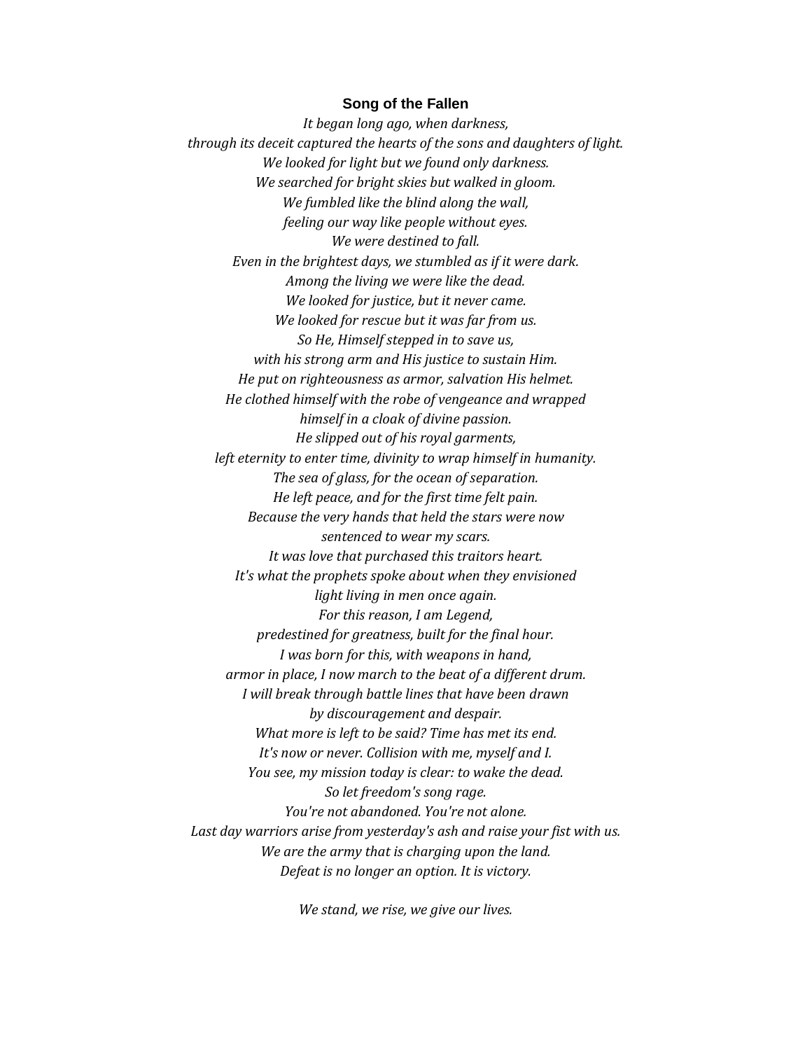## Song of the Fallen

*It began long ago, when darkness,*
*through its deceit captured the hearts of the sons and daughters of light.*
*We looked for light but we found only darkness.*
*We searched for bright skies but walked in gloom.*
*We fumbled like the blind along the wall,*
*feeling our way like people without eyes.*
*We were destined to fall.*
*Even in the brightest days, we stumbled as if it were dark.*
*Among the living we were like the dead.*
*We looked for justice, but it never came.*
*We looked for rescue but it was far from us.*
*So He, Himself stepped in to save us,*
*with his strong arm and His justice to sustain Him.*
*He put on righteousness as armor, salvation His helmet.*
*He clothed himself with the robe of vengeance and wrapped*
*himself in a cloak of divine passion.*
*He slipped out of his royal garments,*
*left eternity to enter time, divinity to wrap himself in humanity.*
*The sea of glass, for the ocean of separation.*
*He left peace, and for the first time felt pain.*
*Because the very hands that held the stars were now*
*sentenced to wear my scars.*
*It was love that purchased this traitors heart.*
*It's what the prophets spoke about when they envisioned*
*light living in men once again.*
*For this reason, I am Legend,*
*predestined for greatness, built for the final hour.*
*I was born for this, with weapons in hand,*
*armor in place, I now march to the beat of a different drum.*
*I will break through battle lines that have been drawn*
*by discouragement and despair.*
*What more is left to be said? Time has met its end.*
*It's now or never. Collision with me, myself and I.*
*You see, my mission today is clear: to wake the dead.*
*So let freedom's song rage.*
*You're not abandoned. You're not alone.*
*Last day warriors arise from yesterday's ash and raise your fist with us.*
*We are the army that is charging upon the land.*
*Defeat is no longer an option. It is victory.*

*We stand, we rise, we give our lives.*